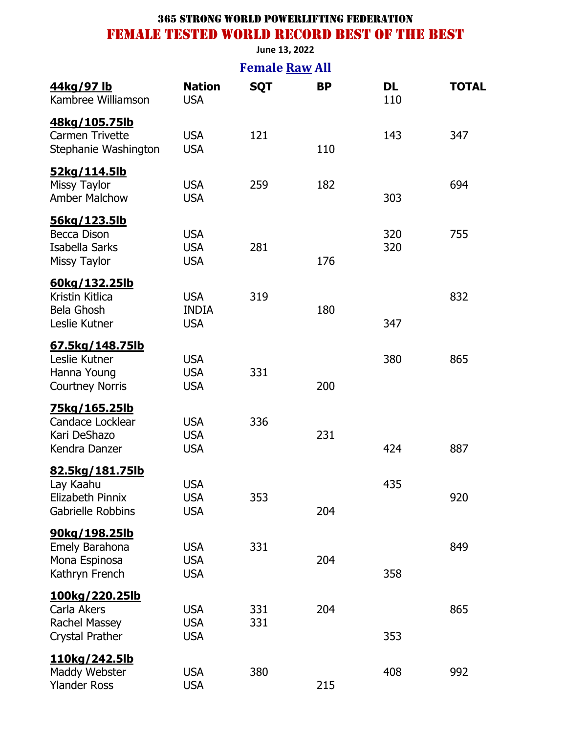### 365 STRONG WORLD POWERLIFTING FEDERATION

## FEMALE TESTED WORLD RECORD BEST OF THE BEST

**June 13, 2022**

### Female Raw All

| 44kg/97 lb | Nation | SQT | BP | DL | TOTAL |
|---|---|---|---|---|---|
| Kambree Williamson | USA | | | 110 | |
| **48kg/105.75lb** | | | | | |
| Carmen Trivette | USA | 121 | | 143 | 347 |
| Stephanie Washington | USA | | 110 | | |
| **52kg/114.5lb** | | | | | |
| Missy Taylor | USA | 259 | 182 | | 694 |
| Amber Malchow | USA | | | 303 | |
| **56kg/123.5lb** | | | | | |
| Becca Dison | USA | | | 320 | 755 |
| Isabella Sarks | USA | 281 | | 320 | |
| Missy Taylor | USA | | 176 | | |
| **60kg/132.25lb** | | | | | |
| Kristin Kitlica | USA | 319 | | | 832 |
| Bela Ghosh | INDIA | | 180 | | |
| Leslie Kutner | USA | | | 347 | |
| **67.5kg/148.75lb** | | | | | |
| Leslie Kutner | USA | | | 380 | 865 |
| Hanna Young | USA | 331 | | | |
| Courtney Norris | USA | | 200 | | |
| **75kg/165.25lb** | | | | | |
| Candace Locklear | USA | 336 | | | |
| Kari DeShazo | USA | | 231 | | |
| Kendra Danzer | USA | | | 424 | 887 |
| **82.5kg/181.75lb** | | | | | |
| Lay Kaahu | USA | | | 435 | |
| Elizabeth Pinnix | USA | 353 | | | 920 |
| Gabrielle Robbins | USA | | 204 | | |
| **90kg/198.25lb** | | | | | |
| Emely Barahona | USA | 331 | | | 849 |
| Mona Espinosa | USA | | 204 | | |
| Kathryn French | USA | | | 358 | |
| **100kg/220.25lb** | | | | | |
| Carla Akers | USA | 331 | 204 | | 865 |
| Rachel Massey | USA | 331 | | | |
| Crystal Prather | USA | | | 353 | |
| **110kg/242.5lb** | | | | | |
| Maddy Webster | USA | 380 | | 408 | 992 |
| Ylander Ross | USA | | 215 | | |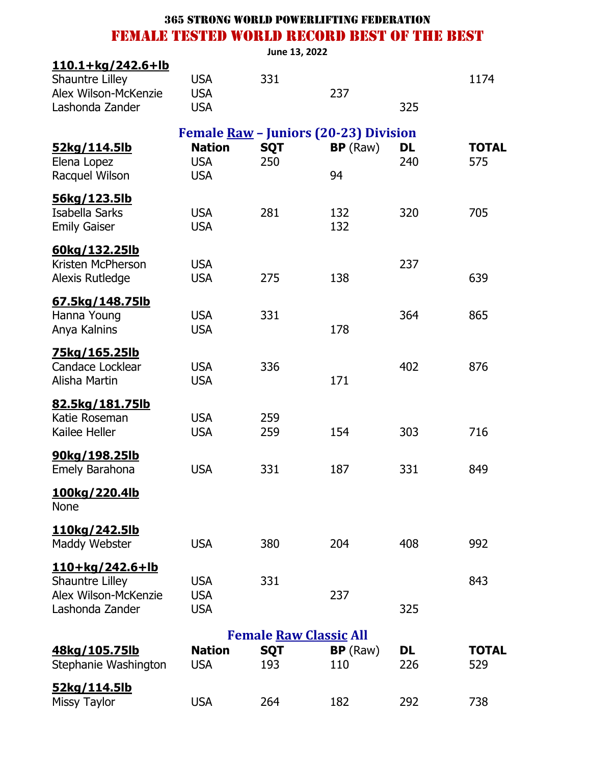# 365 STRONG WORLD POWERLIFTING FEDERATION

## FEMALE TESTED WORLD RECORD BEST OF THE BEST

June 13, 2022

| **110.1+kg/242.6+lb** | | | | | |
|---|---|---|---|---|---|
| Shauntre Lilley | USA | 331 | | | 1174 |
| Alex Wilson-McKenzie | USA | | 237 | | |
| Lashonda Zander | USA | | | 325 | |

### Female Raw – Juniors (20-23) Division

| **52kg/114.5lb** | **Nation** | **SQT** | **BP** (Raw) | **DL** | **TOTAL** |
|---|---|---|---|---|---|
| Elena Lopez | USA | 250 | | 240 | 575 |
| Racquel Wilson | USA | | 94 | | |
| **56kg/123.5lb** | | | | | |
| Isabella Sarks | USA | 281 | 132 | 320 | 705 |
| Emily Gaiser | USA | | 132 | | |
| **60kg/132.25lb** | | | | | |
| Kristen McPherson | USA | | | 237 | |
| Alexis Rutledge | USA | 275 | 138 | | 639 |
| **67.5kg/148.75lb** | | | | | |
| Hanna Young | USA | 331 | | 364 | 865 |
| Anya Kalnins | USA | | 178 | | |
| **75kg/165.25lb** | | | | | |
| Candace Locklear | USA | 336 | | 402 | 876 |
| Alisha Martin | USA | | 171 | | |
| **82.5kg/181.75lb** | | | | | |
| Katie Roseman | USA | 259 | | | |
| Kailee Heller | USA | 259 | 154 | 303 | 716 |
| **90kg/198.25lb** | | | | | |
| Emely Barahona | USA | 331 | 187 | 331 | 849 |
| **100kg/220.4lb** | | | | | |
| None | | | | | |
| **110kg/242.5lb** | | | | | |
| Maddy Webster | USA | 380 | 204 | 408 | 992 |
| **110+kg/242.6+lb** | | | | | |
| Shauntre Lilley | USA | 331 | | | 843 |
| Alex Wilson-McKenzie | USA | | 237 | | |
| Lashonda Zander | USA | | | 325 | |

### Female Raw Classic All

| **48kg/105.75lb** | **Nation** | **SQT** | **BP** (Raw) | **DL** | **TOTAL** |
|---|---|---|---|---|---|
| Stephanie Washington | USA | 193 | 110 | 226 | 529 |
| **52kg/114.5lb** | | | | | |
| Missy Taylor | USA | 264 | 182 | 292 | 738 |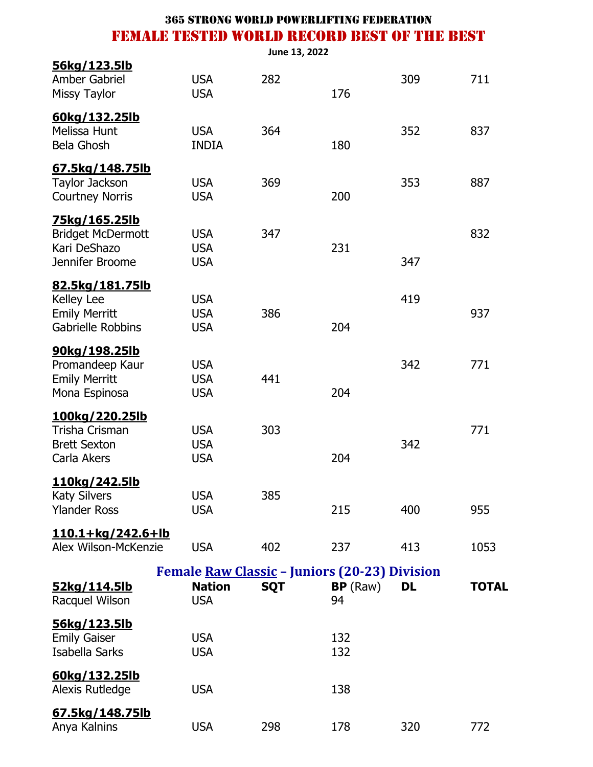# 365 STRONG WORLD POWERLIFTING FEDERATION

## FEMALE TESTED WORLD RECORD BEST OF THE BEST

June 13, 2022

| Name | Nation | SQT | BP | DL | TOTAL |
|---|---|---|---|---|---|
| **56kg/123.5lb** | | | | | |
| Amber Gabriel | USA | 282 | | 309 | 711 |
| Missy Taylor | USA | | 176 | | |
| **60kg/132.25lb** | | | | | |
| Melissa Hunt | USA | 364 | | 352 | 837 |
| Bela Ghosh | INDIA | | 180 | | |
| **67.5kg/148.75lb** | | | | | |
| Taylor Jackson | USA | 369 | | 353 | 887 |
| Courtney Norris | USA | | 200 | | |
| **75kg/165.25lb** | | | | | |
| Bridget McDermott | USA | 347 | | | 832 |
| Kari DeShazo | USA | | 231 | | |
| Jennifer Broome | USA | | | 347 | |
| **82.5kg/181.75lb** | | | | | |
| Kelley Lee | USA | | | 419 | |
| Emily Merritt | USA | 386 | | | 937 |
| Gabrielle Robbins | USA | | 204 | | |
| **90kg/198.25lb** | | | | | |
| Promandeep Kaur | USA | | | 342 | 771 |
| Emily Merritt | USA | 441 | | | |
| Mona Espinosa | USA | | 204 | | |
| **100kg/220.25lb** | | | | | |
| Trisha Crisman | USA | 303 | | | 771 |
| Brett Sexton | USA | | | 342 | |
| Carla Akers | USA | | 204 | | |
| **110kg/242.5lb** | | | | | |
| Katy Silvers | USA | 385 | | | |
| Ylander Ross | USA | | 215 | 400 | 955 |
| **110.1+kg/242.6+lb** | | | | | |
| Alex Wilson-McKenzie | USA | 402 | 237 | 413 | 1053 |

## Female Raw Classic – Juniors (20-23) Division

| **52kg/114.5lb** | **Nation** | **SQT** | **BP** (Raw) | **DL** | **TOTAL** |
|---|---|---|---|---|---|
| Racquel Wilson | USA | | 94 | | |
| **56kg/123.5lb** | | | | | |
| Emily Gaiser | USA | | 132 | | |
| Isabella Sarks | USA | | 132 | | |
| **60kg/132.25lb** | | | | | |
| Alexis Rutledge | USA | | 138 | | |
| **67.5kg/148.75lb** | | | | | |
| Anya Kalnins | USA | 298 | 178 | 320 | 772 |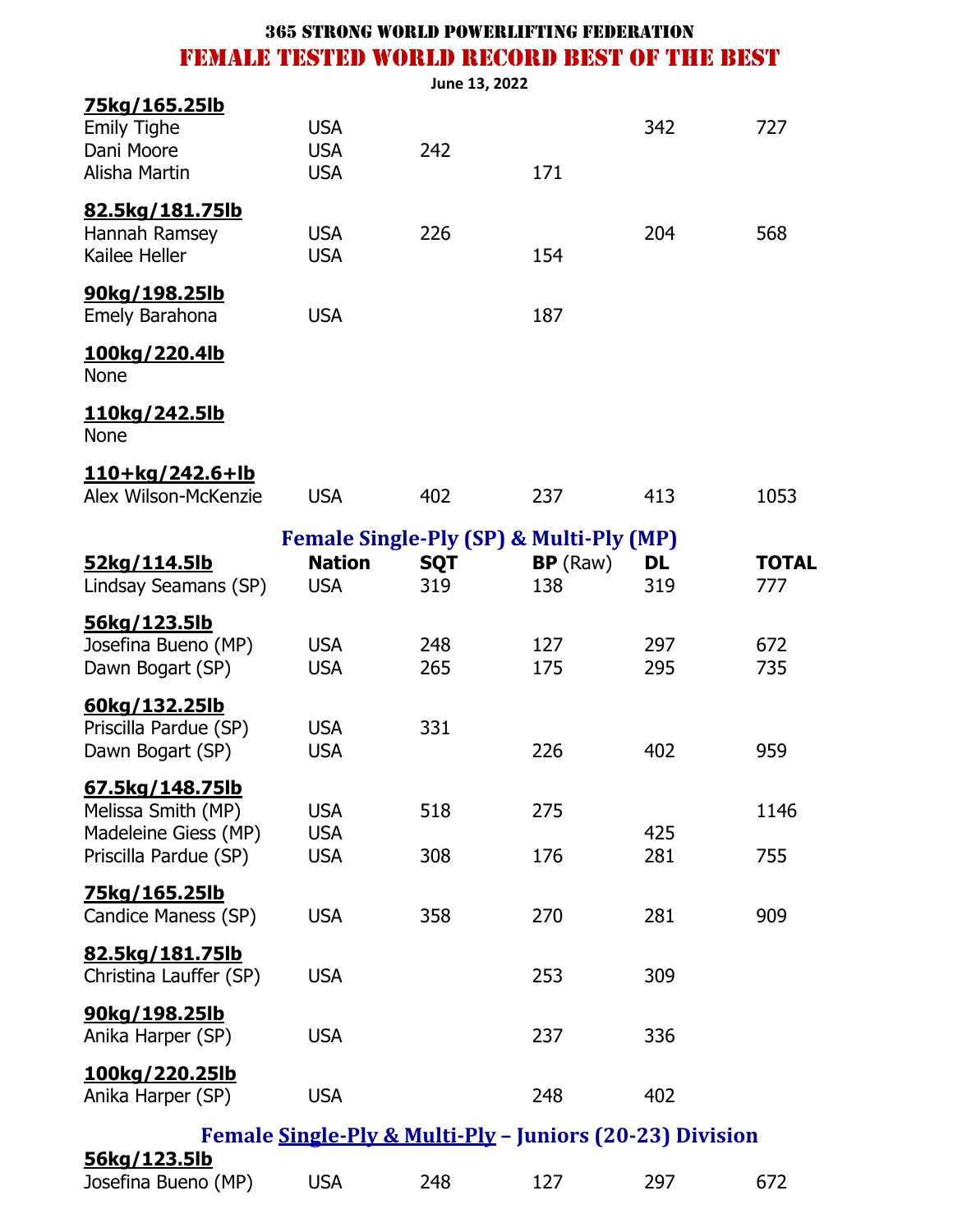# 365 STRONG WORLD POWERLIFTING FEDERATION

## FEMALE TESTED WORLD RECORD BEST OF THE BEST

June 13, 2022

| | Nation | SQT | BP | DL | TOTAL |
|---|---|---|---|---|---|
| **75kg/165.25lb** | | | | | |
| Emily Tighe | USA | | | 342 | 727 |
| Dani Moore | USA | 242 | | | |
| Alisha Martin | USA | | 171 | | |
| **82.5kg/181.75lb** | | | | | |
| Hannah Ramsey | USA | 226 | | 204 | 568 |
| Kailee Heller | USA | | 154 | | |
| **90kg/198.25lb** | | | | | |
| Emely Barahona | USA | | 187 | | |
| **100kg/220.4lb** | | | | | |
| None | | | | | |
| **110kg/242.5lb** | | | | | |
| None | | | | | |
| **110+kg/242.6+lb** | | | | | |
| Alex Wilson-McKenzie | USA | 402 | 237 | 413 | 1053 |

### Female Single-Ply (SP) & Multi-Ply (MP)

| **52kg/114.5lb** | **Nation** | **SQT** | **BP** (Raw) | **DL** | **TOTAL** |
|---|---|---|---|---|---|
| Lindsay Seamans (SP) | USA | 319 | 138 | 319 | 777 |
| **56kg/123.5lb** | | | | | |
| Josefina Bueno (MP) | USA | 248 | 127 | 297 | 672 |
| Dawn Bogart (SP) | USA | 265 | 175 | 295 | 735 |
| **60kg/132.25lb** | | | | | |
| Priscilla Pardue (SP) | USA | 331 | | | |
| Dawn Bogart (SP) | USA | | 226 | 402 | 959 |
| **67.5kg/148.75lb** | | | | | |
| Melissa Smith (MP) | USA | 518 | 275 | | 1146 |
| Madeleine Giess (MP) | USA | | | 425 | |
| Priscilla Pardue (SP) | USA | 308 | 176 | 281 | 755 |
| **75kg/165.25lb** | | | | | |
| Candice Maness (SP) | USA | 358 | 270 | 281 | 909 |
| **82.5kg/181.75lb** | | | | | |
| Christina Lauffer (SP) | USA | | 253 | 309 | |
| **90kg/198.25lb** | | | | | |
| Anika Harper (SP) | USA | | 237 | 336 | |
| **100kg/220.25lb** | | | | | |
| Anika Harper (SP) | USA | | 248 | 402 | |

### Female Single-Ply & Multi-Ply – Juniors (20-23) Division

| **56kg/123.5lb** | | | | | |
|---|---|---|---|---|---|
| Josefina Bueno (MP) | USA | 248 | 127 | 297 | 672 |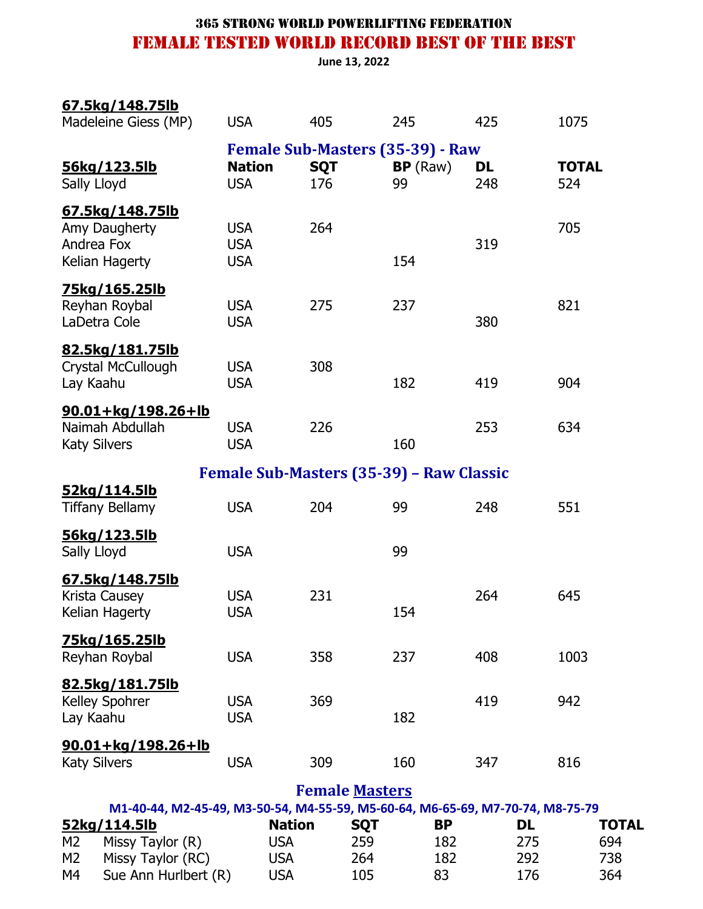**365 STRONG WORLD POWERLIFTING FEDERATION**

**FEMALE TESTED WORLD RECORD BEST OF THE BEST**

**June 13, 2022**

| **67.5kg/148.75lb** | | | | | |
|---|---|---|---|---|---|
| Madeleine Giess (MP) | USA | 405 | 245 | 425 | 1075 |

## Female Sub-Masters (35-39) - Raw

| **56kg/123.5lb** | **Nation** | **SQT** | **BP** (Raw) | **DL** | **TOTAL** |
|---|---|---|---|---|---|
| Sally Lloyd | USA | 176 | 99 | 248 | 524 |
| **67.5kg/148.75lb** | | | | | |
| Amy Daugherty | USA | 264 | | | 705 |
| Andrea Fox | USA | | | 319 | |
| Kelian Hagerty | USA | | 154 | | |
| **75kg/165.25lb** | | | | | |
| Reyhan Roybal | USA | 275 | 237 | | 821 |
| LaDetra Cole | USA | | | 380 | |
| **82.5kg/181.75lb** | | | | | |
| Crystal McCullough | USA | 308 | | | |
| Lay Kaahu | USA | | 182 | 419 | 904 |
| **90.01+kg/198.26+lb** | | | | | |
| Naimah Abdullah | USA | 226 | | 253 | 634 |
| Katy Silvers | USA | | 160 | | |

## Female Sub-Masters (35-39) – Raw Classic

| **52kg/114.5lb** | | | | | |
|---|---|---|---|---|---|
| Tiffany Bellamy | USA | 204 | 99 | 248 | 551 |
| **56kg/123.5lb** | | | | | |
| Sally Lloyd | USA | | 99 | | |
| **67.5kg/148.75lb** | | | | | |
| Krista Causey | USA | 231 | | 264 | 645 |
| Kelian Hagerty | USA | | 154 | | |
| **75kg/165.25lb** | | | | | |
| Reyhan Roybal | USA | 358 | 237 | 408 | 1003 |
| **82.5kg/181.75lb** | | | | | |
| Kelley Spohrer | USA | 369 | | 419 | 942 |
| Lay Kaahu | USA | | 182 | | |
| **90.01+kg/198.26+lb** | | | | | |
| Katy Silvers | USA | 309 | 160 | 347 | 816 |

## Female Masters

**M1-40-44, M2-45-49, M3-50-54, M4-55-59, M5-60-64, M6-65-69, M7-70-74, M8-75-79**

| **52kg/114.5lb** | | **Nation** | **SQT** | **BP** | **DL** | **TOTAL** |
|---|---|---|---|---|---|---|
| M2 | Missy Taylor (R) | USA | 259 | 182 | 275 | 694 |
| M2 | Missy Taylor (RC) | USA | 264 | 182 | 292 | 738 |
| M4 | Sue Ann Hurlbert (R) | USA | 105 | 83 | 176 | 364 |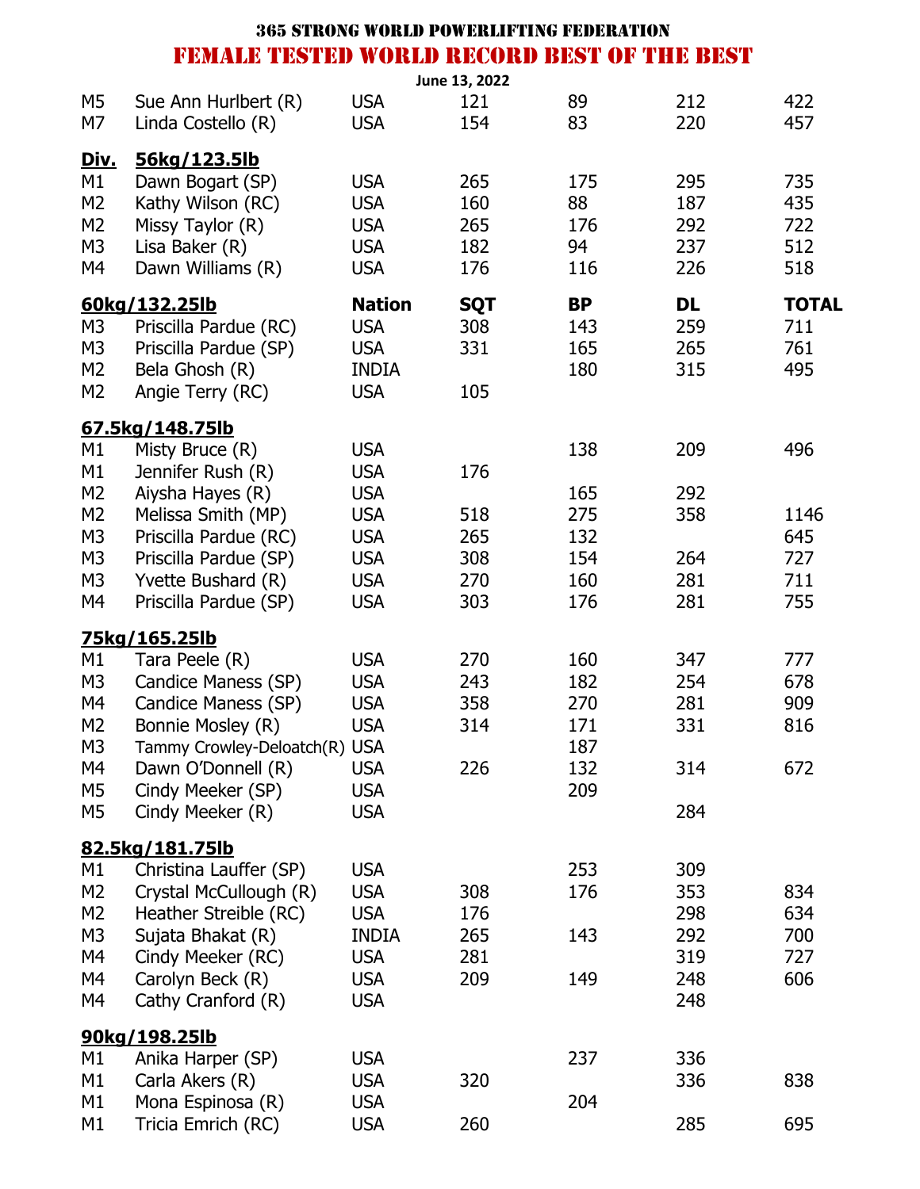# 365 STRONG WORLD POWERLIFTING FEDERATION

## FEMALE TESTED WORLD RECORD BEST OF THE BEST

**June 13, 2022**

| Div. | Name | Nation | SQT | BP | DL | TOTAL |
|---|---|---|---|---|---|---|
| M5 | Sue Ann Hurlbert (R) | USA | 121 | 89 | 212 | 422 |
| M7 | Linda Costello (R) | USA | 154 | 83 | 220 | 457 |
| **Div.** | **56kg/123.5lb** | | | | | |
| M1 | Dawn Bogart (SP) | USA | 265 | 175 | 295 | 735 |
| M2 | Kathy Wilson (RC) | USA | 160 | 88 | 187 | 435 |
| M2 | Missy Taylor (R) | USA | 265 | 176 | 292 | 722 |
| M3 | Lisa Baker (R) | USA | 182 | 94 | 237 | 512 |
| M4 | Dawn Williams (R) | USA | 176 | 116 | 226 | 518 |
| | **60kg/132.25lb** | **Nation** | **SQT** | **BP** | **DL** | **TOTAL** |
| M3 | Priscilla Pardue (RC) | USA | 308 | 143 | 259 | 711 |
| M3 | Priscilla Pardue (SP) | USA | 331 | 165 | 265 | 761 |
| M2 | Bela Ghosh (R) | INDIA | | 180 | 315 | 495 |
| M2 | Angie Terry (RC) | USA | 105 | | | |
| | **67.5kg/148.75lb** | | | | | |
| M1 | Misty Bruce (R) | USA | | 138 | 209 | 496 |
| M1 | Jennifer Rush (R) | USA | 176 | | | |
| M2 | Aiysha Hayes (R) | USA | | 165 | 292 | |
| M2 | Melissa Smith (MP) | USA | 518 | 275 | 358 | 1146 |
| M3 | Priscilla Pardue (RC) | USA | 265 | 132 | | 645 |
| M3 | Priscilla Pardue (SP) | USA | 308 | 154 | 264 | 727 |
| M3 | Yvette Bushard (R) | USA | 270 | 160 | 281 | 711 |
| M4 | Priscilla Pardue (SP) | USA | 303 | 176 | 281 | 755 |
| | **75kg/165.25lb** | | | | | |
| M1 | Tara Peele (R) | USA | 270 | 160 | 347 | 777 |
| M3 | Candice Maness (SP) | USA | 243 | 182 | 254 | 678 |
| M4 | Candice Maness (SP) | USA | 358 | 270 | 281 | 909 |
| M2 | Bonnie Mosley (R) | USA | 314 | 171 | 331 | 816 |
| M3 | Tammy Crowley-Deloatch(R) | USA | | 187 | | |
| M4 | Dawn O'Donnell (R) | USA | 226 | 132 | 314 | 672 |
| M5 | Cindy Meeker (SP) | USA | | 209 | | |
| M5 | Cindy Meeker (R) | USA | | | 284 | |
| | **82.5kg/181.75lb** | | | | | |
| M1 | Christina Lauffer (SP) | USA | | 253 | 309 | |
| M2 | Crystal McCullough (R) | USA | 308 | 176 | 353 | 834 |
| M2 | Heather Streible (RC) | USA | 176 | | 298 | 634 |
| M3 | Sujata Bhakat (R) | INDIA | 265 | 143 | 292 | 700 |
| M4 | Cindy Meeker (RC) | USA | 281 | | 319 | 727 |
| M4 | Carolyn Beck (R) | USA | 209 | 149 | 248 | 606 |
| M4 | Cathy Cranford (R) | USA | | | 248 | |
| | **90kg/198.25lb** | | | | | |
| M1 | Anika Harper (SP) | USA | | 237 | 336 | |
| M1 | Carla Akers (R) | USA | 320 | | 336 | 838 |
| M1 | Mona Espinosa (R) | USA | | 204 | | |
| M1 | Tricia Emrich (RC) | USA | 260 | | 285 | 695 |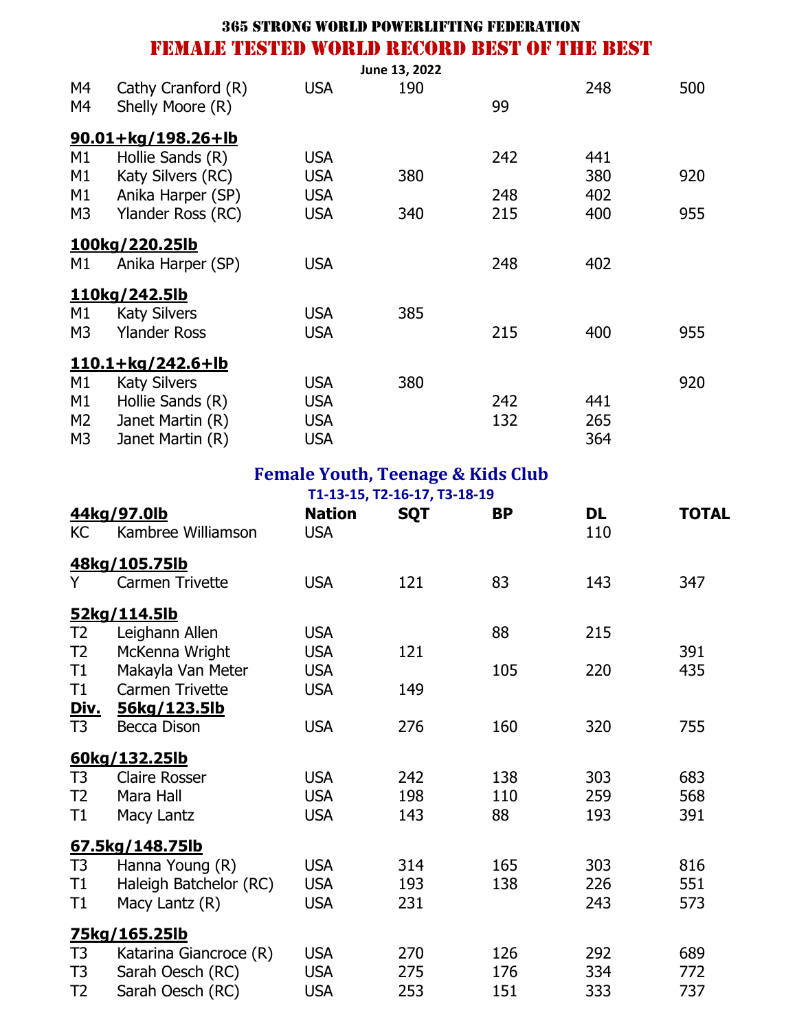# 365 STRONG WORLD POWERLIFTING FEDERATION

## FEMALE TESTED WORLD RECORD BEST OF THE BEST

June 13, 2022

| Div. | Name | Nation | SQT | BP | DL | TOTAL |
|---|---|---|---|---|---|---|
| M4 | Cathy Cranford (R) | USA | 190 | | 248 | 500 |
| M4 | Shelly Moore (R) | | | 99 | | |
| **90.01+kg/198.26+lb** | | | | | | |
| M1 | Hollie Sands (R) | USA | | 242 | 441 | |
| M1 | Katy Silvers (RC) | USA | 380 | | 380 | 920 |
| M1 | Anika Harper (SP) | USA | | 248 | 402 | |
| M3 | Ylander Ross (RC) | USA | 340 | 215 | 400 | 955 |
| **100kg/220.25lb** | | | | | | |
| M1 | Anika Harper (SP) | USA | | 248 | 402 | |
| **110kg/242.5lb** | | | | | | |
| M1 | Katy Silvers | USA | 385 | | | |
| M3 | Ylander Ross | USA | | 215 | 400 | 955 |
| **110.1+kg/242.6+lb** | | | | | | |
| M1 | Katy Silvers | USA | 380 | | | 920 |
| M1 | Hollie Sands (R) | USA | | 242 | 441 | |
| M2 | Janet Martin (R) | USA | | 132 | 265 | |
| M3 | Janet Martin (R) | USA | | | 364 | |

## Female Youth, Teenage & Kids Club

T1-13-15, T2-16-17, T3-18-19

| Div. | Name | Nation | SQT | BP | DL | TOTAL |
|---|---|---|---|---|---|---|
| **44kg/97.0lb** | | | | | | |
| KC | Kambree Williamson | USA | | | 110 | |
| **48kg/105.75lb** | | | | | | |
| Y | Carmen Trivette | USA | 121 | 83 | 143 | 347 |
| **52kg/114.5lb** | | | | | | |
| T2 | Leighann Allen | USA | | 88 | 215 | |
| T2 | McKenna Wright | USA | 121 | | | 391 |
| T1 | Makayla Van Meter | USA | | 105 | 220 | 435 |
| T1 | Carmen Trivette | USA | 149 | | | |
| **Div.** | **56kg/123.5lb** | | | | | |
| T3 | Becca Dison | USA | 276 | 160 | 320 | 755 |
| **60kg/132.25lb** | | | | | | |
| T3 | Claire Rosser | USA | 242 | 138 | 303 | 683 |
| T2 | Mara Hall | USA | 198 | 110 | 259 | 568 |
| T1 | Macy Lantz | USA | 143 | 88 | 193 | 391 |
| **67.5kg/148.75lb** | | | | | | |
| T3 | Hanna Young (R) | USA | 314 | 165 | 303 | 816 |
| T1 | Haleigh Batchelor (RC) | USA | 193 | 138 | 226 | 551 |
| T1 | Macy Lantz (R) | USA | 231 | | 243 | 573 |
| **75kg/165.25lb** | | | | | | |
| T3 | Katarina Giancroce (R) | USA | 270 | 126 | 292 | 689 |
| T3 | Sarah Oesch (RC) | USA | 275 | 176 | 334 | 772 |
| T2 | Sarah Oesch (RC) | USA | 253 | 151 | 333 | 737 |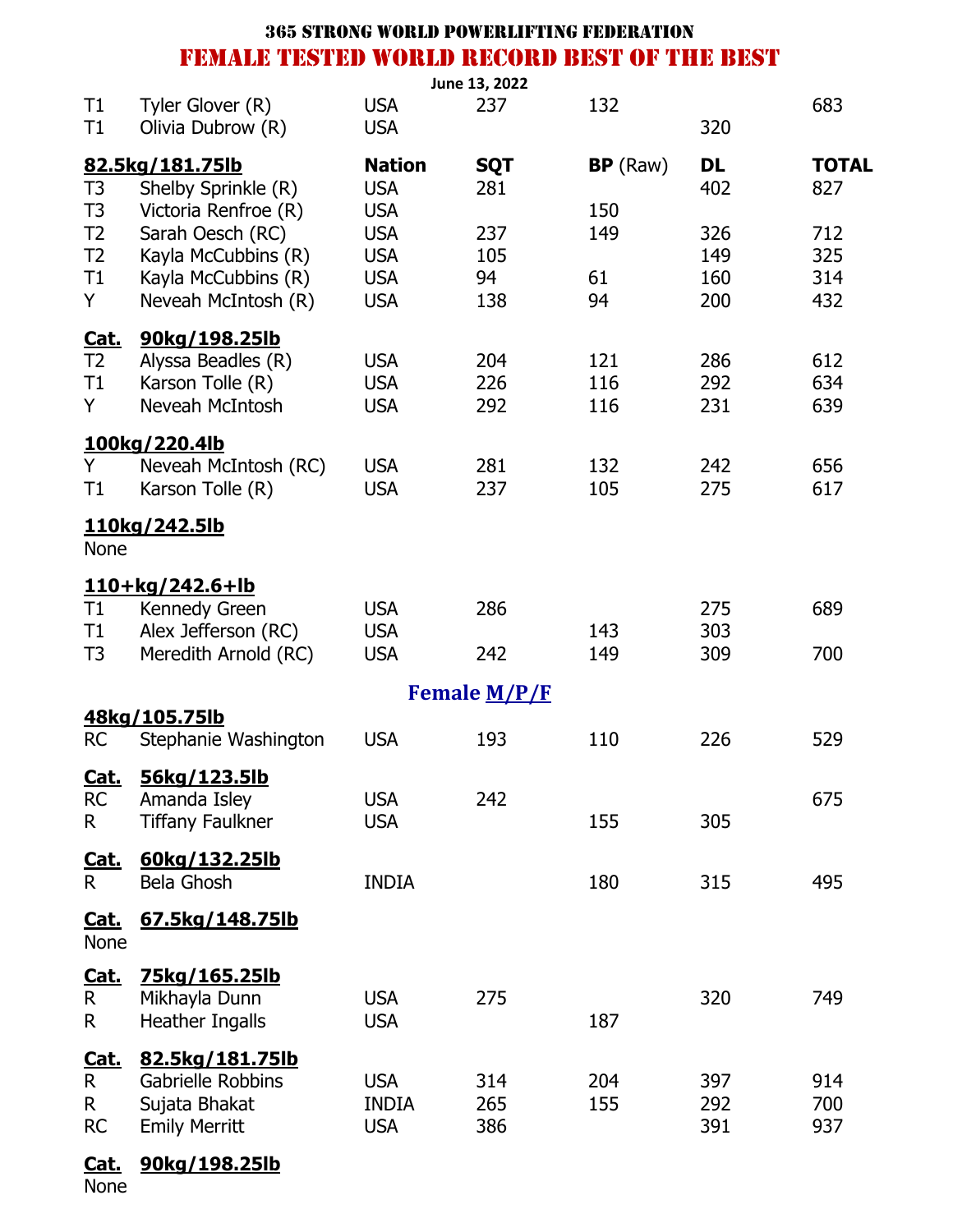# 365 STRONG WORLD POWERLIFTING FEDERATION

## FEMALE TESTED WORLD RECORD BEST OF THE BEST

June 13, 2022

| | | | | | | |
|---|---|---|---|---|---|---|
| T1 | Tyler Glover (R) | USA | 237 | 132 | | 683 |
| T1 | Olivia Dubrow (R) | USA | | | 320 | |

| **82.5kg/181.75lb** | | **Nation** | **SQT** | **BP** (Raw) | **DL** | **TOTAL** |
|---|---|---|---|---|---|---|
| T3 | Shelby Sprinkle (R) | USA | 281 | | 402 | 827 |
| T3 | Victoria Renfroe (R) | USA | | 150 | | |
| T2 | Sarah Oesch (RC) | USA | 237 | 149 | 326 | 712 |
| T2 | Kayla McCubbins (R) | USA | 105 | | 149 | 325 |
| T1 | Kayla McCubbins (R) | USA | 94 | 61 | 160 | 314 |
| Y | Neveah McIntosh (R) | USA | 138 | 94 | 200 | 432 |

**Cat. 90kg/198.25lb**

| | | | | | | |
|---|---|---|---|---|---|---|
| T2 | Alyssa Beadles (R) | USA | 204 | 121 | 286 | 612 |
| T1 | Karson Tolle (R) | USA | 226 | 116 | 292 | 634 |
| Y | Neveah McIntosh | USA | 292 | 116 | 231 | 639 |

**100kg/220.4lb**

| | | | | | | |
|---|---|---|---|---|---|---|
| Y | Neveah McIntosh (RC) | USA | 281 | 132 | 242 | 656 |
| T1 | Karson Tolle (R) | USA | 237 | 105 | 275 | 617 |

**110kg/242.5lb**

None

**110+kg/242.6+lb**

| | | | | | | |
|---|---|---|---|---|---|---|
| T1 | Kennedy Green | USA | 286 | | 275 | 689 |
| T1 | Alex Jefferson (RC) | USA | | 143 | 303 | |
| T3 | Meredith Arnold (RC) | USA | 242 | 149 | 309 | 700 |

### Female M/P/F

**48kg/105.75lb**

| | | | | | | |
|---|---|---|---|---|---|---|
| RC | Stephanie Washington | USA | 193 | 110 | 226 | 529 |

**Cat. 56kg/123.5lb**

| | | | | | | |
|---|---|---|---|---|---|---|
| RC | Amanda Isley | USA | 242 | | | 675 |
| R | Tiffany Faulkner | USA | | 155 | 305 | |

**Cat. 60kg/132.25lb**

| | | | | | | |
|---|---|---|---|---|---|---|
| R | Bela Ghosh | INDIA | | 180 | 315 | 495 |

**Cat. 67.5kg/148.75lb**

None

**Cat. 75kg/165.25lb**

| | | | | | | |
|---|---|---|---|---|---|---|
| R | Mikhayla Dunn | USA | 275 | | 320 | 749 |
| R | Heather Ingalls | USA | | 187 | | |

**Cat. 82.5kg/181.75lb**

| | | | | | | |
|---|---|---|---|---|---|---|
| R | Gabrielle Robbins | USA | 314 | 204 | 397 | 914 |
| R | Sujata Bhakat | INDIA | 265 | 155 | 292 | 700 |
| RC | Emily Merritt | USA | 386 | | 391 | 937 |

**Cat. 90kg/198.25lb**

None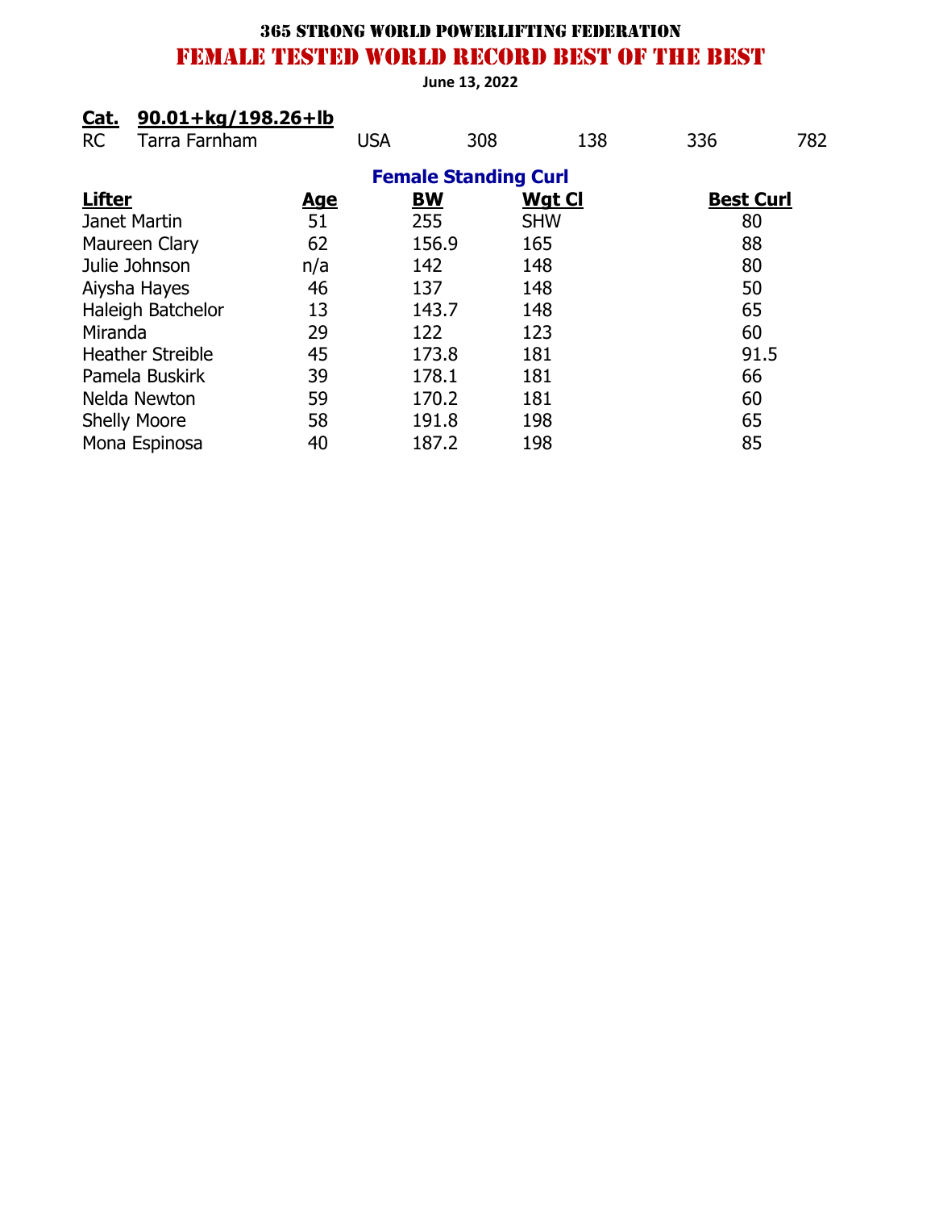# 365 STRONG WORLD POWERLIFTING FEDERATION

## FEMALE TESTED WORLD RECORD BEST OF THE BEST

**June 13, 2022**

| **Cat.** | **90.01+kg/198.26+lb** | | | | | |
|---|---|---|---|---|---|---|
| RC | Tarra Farnham | USA | 308 | 138 | 336 | 782 |

### Female Standing Curl

| **Lifter** | **Age** | **BW** | **Wgt Cl** | **Best Curl** |
|---|---|---|---|---|
| Janet Martin | 51 | 255 | SHW | 80 |
| Maureen Clary | 62 | 156.9 | 165 | 88 |
| Julie Johnson | n/a | 142 | 148 | 80 |
| Aiysha Hayes | 46 | 137 | 148 | 50 |
| Haleigh Batchelor | 13 | 143.7 | 148 | 65 |
| Miranda | 29 | 122 | 123 | 60 |
| Heather Streible | 45 | 173.8 | 181 | 91.5 |
| Pamela Buskirk | 39 | 178.1 | 181 | 66 |
| Nelda Newton | 59 | 170.2 | 181 | 60 |
| Shelly Moore | 58 | 191.8 | 198 | 65 |
| Mona Espinosa | 40 | 187.2 | 198 | 85 |